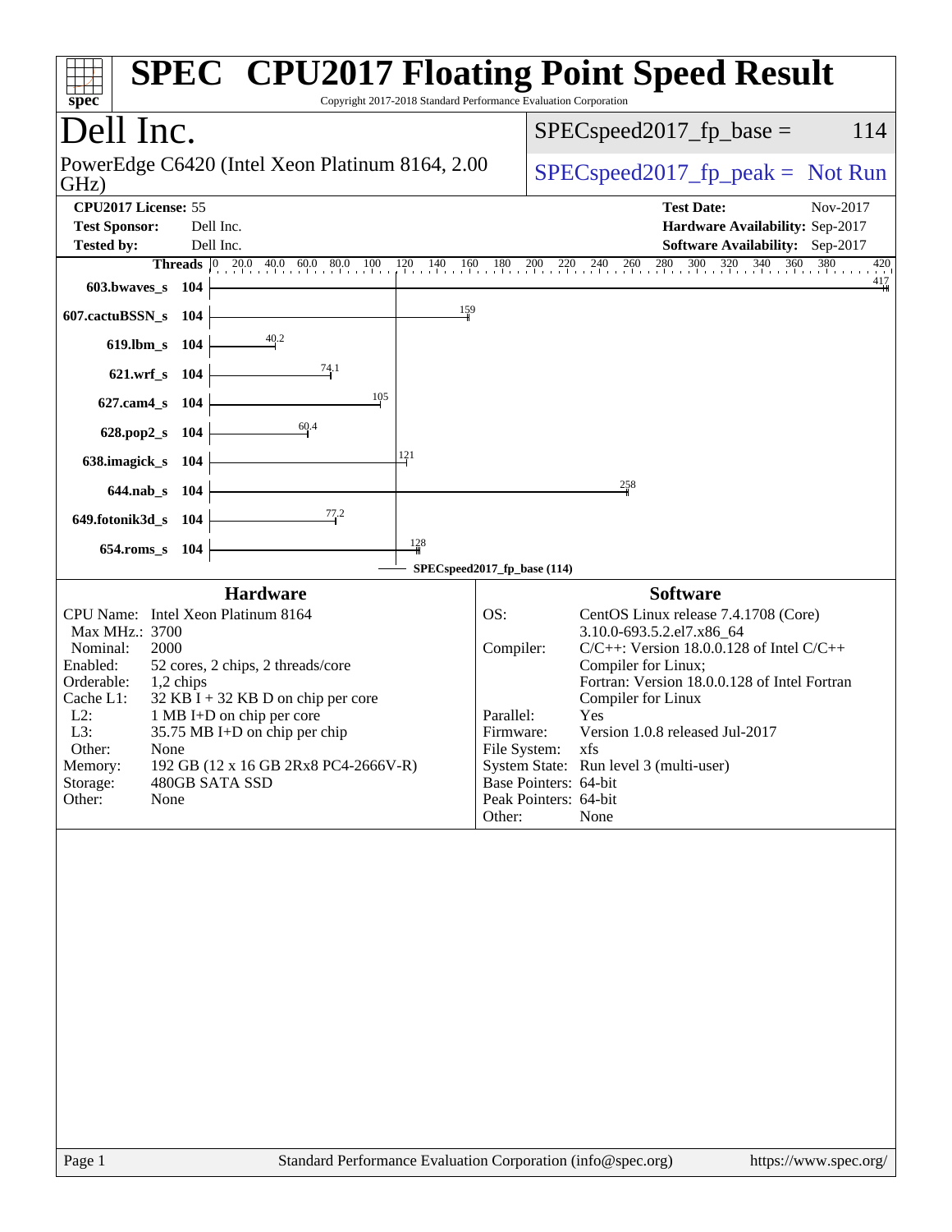# SPEC CPU2017 Floating Point Speed Result

Copyright 2017-2018 Standard Performance Evaluation Corporation

## Dell Inc.

PowerEdge C6420 (Intel Xeon Platinum 8164, 2.00 GHz)

SPECspeed2017_fp_base = 114

SPECspeed2017_fp_peak = Not Run

**CPU2017 License:** 55
**Test Sponsor:** Dell Inc.
**Tested by:** Dell Inc.

**Test Date:** Nov-2017
**Hardware Availability:** Sep-2017
**Software Availability:** Sep-2017

| Benchmark | Threads | Base Result |
|---|---|---|
| 603.bwaves_s | 104 | 417 |
| 607.cactuBSSN_s | 104 | 159 |
| 619.lbm_s | 104 | 40.2 |
| 621.wrf_s | 104 | 74.1 |
| 627.cam4_s | 104 | 105 |
| 628.pop2_s | 104 | 60.4 |
| 638.imagick_s | 104 | 121 |
| 644.nab_s | 104 | 258 |
| 649.fotonik3d_s | 104 | 77.2 |
| 654.roms_s | 104 | 128 |

SPECspeed2017_fp_base (114)

### Hardware

| | |
|---|---|
| CPU Name: | Intel Xeon Platinum 8164 |
| Max MHz.: | 3700 |
| Nominal: | 2000 |
| Enabled: | 52 cores, 2 chips, 2 threads/core |
| Orderable: | 1,2 chips |
| Cache L1: | 32 KB I + 32 KB D on chip per core |
| L2: | 1 MB I+D on chip per core |
| L3: | 35.75 MB I+D on chip per chip |
| Other: | None |
| Memory: | 192 GB (12 x 16 GB 2Rx8 PC4-2666V-R) |
| Storage: | 480GB SATA SSD |
| Other: | None |

### Software

| | |
|---|---|
| OS: | CentOS Linux release 7.4.1708 (Core) 3.10.0-693.5.2.el7.x86_64 |
| Compiler: | C/C++: Version 18.0.0.128 of Intel C/C++ Compiler for Linux; Fortran: Version 18.0.0.128 of Intel Fortran Compiler for Linux |
| Parallel: | Yes |
| Firmware: | Version 1.0.8 released Jul-2017 |
| File System: | xfs |
| System State: | Run level 3 (multi-user) |
| Base Pointers: | 64-bit |
| Peak Pointers: | 64-bit |
| Other: | None |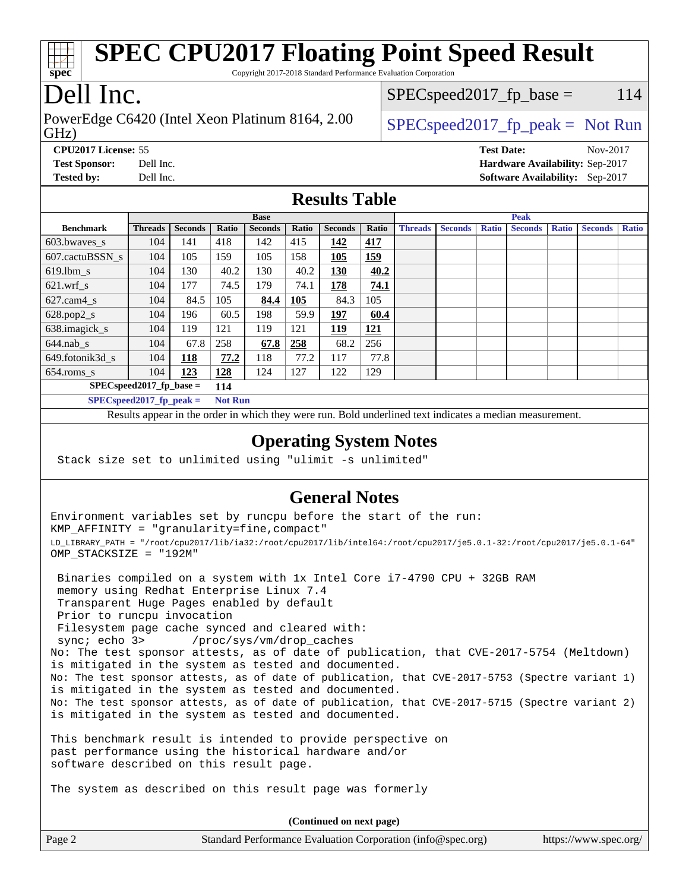# SPEC CPU2017 Floating Point Speed Result

Copyright 2017-2018 Standard Performance Evaluation Corporation

## Dell Inc.

PowerEdge C6420 (Intel Xeon Platinum 8164, 2.00 GHz)

SPECspeed2017_fp_base = 114

SPECspeed2017_fp_peak = Not Run

**CPU2017 License:** 55
**Test Sponsor:** Dell Inc.
**Tested by:** Dell Inc.

**Test Date:** Nov-2017
**Hardware Availability:** Sep-2017
**Software Availability:** Sep-2017

## Results Table

| | Base | | | | | | | Peak | | | | | | |
|---|---|---|---|---|---|---|---|---|---|---|---|---|---|---|
| **Benchmark** | **Threads** | **Seconds** | **Ratio** | **Seconds** | **Ratio** | **Seconds** | **Ratio** | **Threads** | **Seconds** | **Ratio** | **Seconds** | **Ratio** | **Seconds** | **Ratio** |
| 603.bwaves_s | 104 | 141 | 418 | 142 | 415 | **142** | **417** | | | | | | | |
| 607.cactuBSSN_s | 104 | 105 | 159 | 105 | 158 | **105** | **159** | | | | | | | |
| 619.lbm_s | 104 | 130 | 40.2 | 130 | 40.2 | **130** | **40.2** | | | | | | | |
| 621.wrf_s | 104 | 177 | 74.5 | 179 | 74.1 | **178** | **74.1** | | | | | | | |
| 627.cam4_s | 104 | 84.5 | 105 | **84.4** | **105** | 84.3 | 105 | | | | | | | |
| 628.pop2_s | 104 | 196 | 60.5 | 198 | 59.9 | **197** | **60.4** | | | | | | | |
| 638.imagick_s | 104 | 119 | 121 | 119 | 121 | **119** | **121** | | | | | | | |
| 644.nab_s | 104 | 67.8 | 258 | **67.8** | **258** | 68.2 | 256 | | | | | | | |
| 649.fotonik3d_s | 104 | **118** | **77.2** | 118 | 77.2 | 117 | 77.8 | | | | | | | |
| 654.roms_s | 104 | **123** | **128** | 124 | 127 | 122 | 129 | | | | | | | |

**SPECspeed2017_fp_base =** **114**

**SPECspeed2017_fp_peak =** **Not Run**

Results appear in the order in which they were run. Bold underlined text indicates a median measurement.

## Operating System Notes

```
Stack size set to unlimited using "ulimit -s unlimited"
```

## General Notes

```
Environment variables set by runcpu before the start of the run:
KMP_AFFINITY = "granularity=fine,compact"
LD_LIBRARY_PATH = "/root/cpu2017/lib/ia32:/root/cpu2017/lib/intel64:/root/cpu2017/je5.0.1-32:/root/cpu2017/je5.0.1-64"
OMP_STACKSIZE = "192M"

 Binaries compiled on a system with 1x Intel Core i7-4790 CPU + 32GB RAM
 memory using Redhat Enterprise Linux 7.4
 Transparent Huge Pages enabled by default
 Prior to runcpu invocation
 Filesystem page cache synced and cleared with:
 sync; echo 3>       /proc/sys/vm/drop_caches
No: The test sponsor attests, as of date of publication, that CVE-2017-5754 (Meltdown)
is mitigated in the system as tested and documented.
No: The test sponsor attests, as of date of publication, that CVE-2017-5753 (Spectre variant 1)
is mitigated in the system as tested and documented.
No: The test sponsor attests, as of date of publication, that CVE-2017-5715 (Spectre variant 2)
is mitigated in the system as tested and documented.

This benchmark result is intended to provide perspective on
past performance using the historical hardware and/or
software described on this result page.

The system as described on this result page was formerly
```

**(Continued on next page)**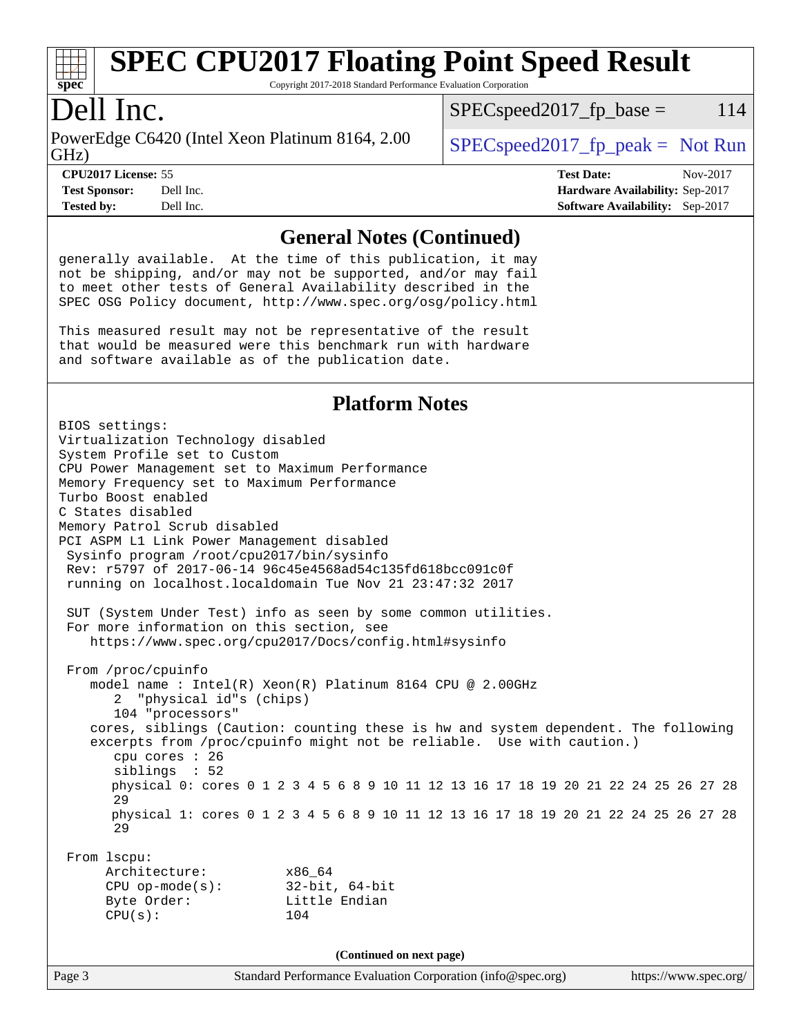## General Notes (Continued)

generally available. At the time of this publication, it may
not be shipping, and/or may not be supported, and/or may fail
to meet other tests of General Availability described in the
SPEC OSG Policy document, http://www.spec.org/osg/policy.html

This measured result may not be representative of the result
that would be measured were this benchmark run with hardware
and software available as of the publication date.

## Platform Notes

```
BIOS settings:
Virtualization Technology disabled
System Profile set to Custom
CPU Power Management set to Maximum Performance
Memory Frequency set to Maximum Performance
Turbo Boost enabled
C States disabled
Memory Patrol Scrub disabled
PCI ASPM L1 Link Power Management disabled
 Sysinfo program /root/cpu2017/bin/sysinfo
 Rev: r5797 of 2017-06-14 96c45e4568ad54c135fd618bcc091c0f
 running on localhost.localdomain Tue Nov 21 23:47:32 2017

 SUT (System Under Test) info as seen by some common utilities.
 For more information on this section, see
    https://www.spec.org/cpu2017/Docs/config.html#sysinfo

 From /proc/cpuinfo
    model name : Intel(R) Xeon(R) Platinum 8164 CPU @ 2.00GHz
       2  "physical id"s (chips)
       104 "processors"
    cores, siblings (Caution: counting these is hw and system dependent. The following
    excerpts from /proc/cpuinfo might not be reliable.  Use with caution.)
       cpu cores : 26
       siblings  : 52
       physical 0: cores 0 1 2 3 4 5 6 8 9 10 11 12 13 16 17 18 19 20 21 22 24 25 26 27 28
       29
       physical 1: cores 0 1 2 3 4 5 6 8 9 10 11 12 13 16 17 18 19 20 21 22 24 25 26 27 28
       29

 From lscpu:
      Architecture:          x86_64
      CPU op-mode(s):        32-bit, 64-bit
      Byte Order:            Little Endian
      CPU(s):                104
```

(Continued on next page)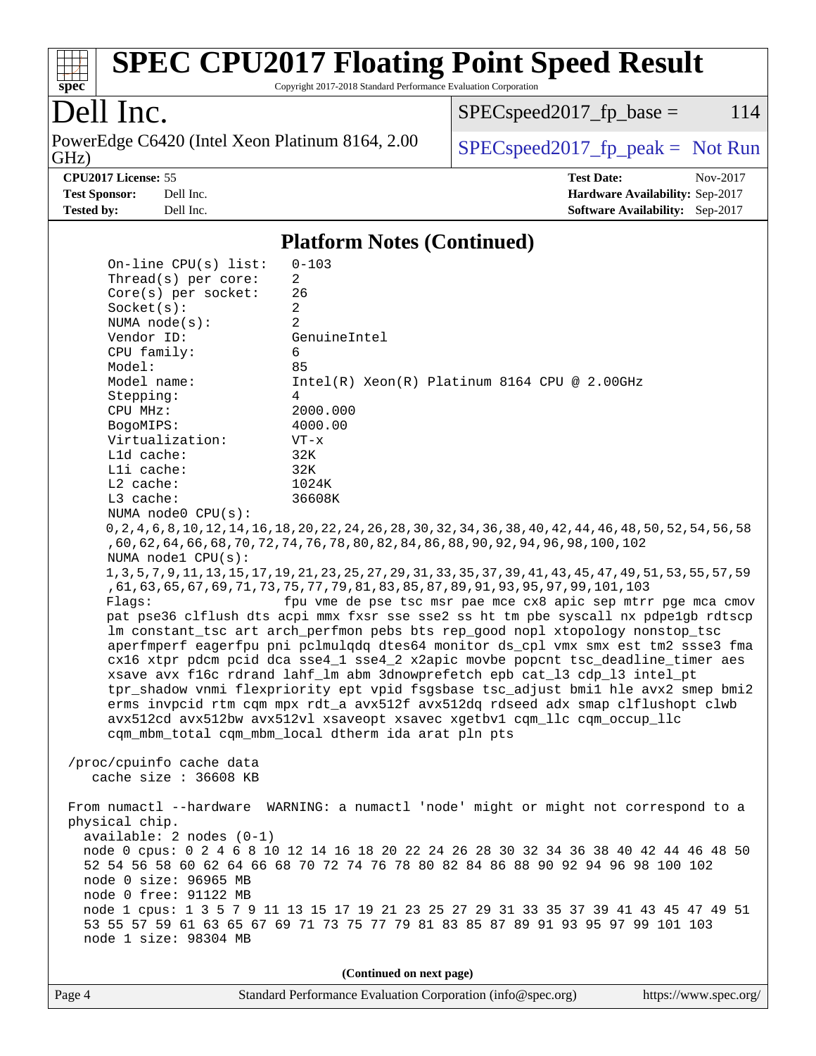## Platform Notes (Continued)

```
     On-line CPU(s) list:   0-103
     Thread(s) per core:    2
     Core(s) per socket:    26
     Socket(s):             2
     NUMA node(s):          2
     Vendor ID:             GenuineIntel
     CPU family:            6
     Model:                 85
     Model name:            Intel(R) Xeon(R) Platinum 8164 CPU @ 2.00GHz
     Stepping:              4
     CPU MHz:               2000.000
     BogoMIPS:              4000.00
     Virtualization:        VT-x
     L1d cache:             32K
     L1i cache:             32K
     L2 cache:              1024K
     L3 cache:              36608K
     NUMA node0 CPU(s):
     0,2,4,6,8,10,12,14,16,18,20,22,24,26,28,30,32,34,36,38,40,42,44,46,48,50,52,54,56,58
     ,60,62,64,66,68,70,72,74,76,78,80,82,84,86,88,90,92,94,96,98,100,102
     NUMA node1 CPU(s):
     1,3,5,7,9,11,13,15,17,19,21,23,25,27,29,31,33,35,37,39,41,43,45,47,49,51,53,55,57,59
     ,61,63,65,67,69,71,73,75,77,79,81,83,85,87,89,91,93,95,97,99,101,103
     Flags:                 fpu vme de pse tsc msr pae mce cx8 apic sep mtrr pge mca cmov
     pat pse36 clflush dts acpi mmx fxsr sse sse2 ss ht tm pbe syscall nx pdpe1gb rdtscp
     lm constant_tsc art arch_perfmon pebs bts rep_good nopl xtopology nonstop_tsc
     aperfmperf eagerfpu pni pclmulqdq dtes64 monitor ds_cpl vmx smx est tm2 ssse3 fma
     cx16 xtpr pdcm pcid dca sse4_1 sse4_2 x2apic movbe popcnt tsc_deadline_timer aes
     xsave avx f16c rdrand lahf_lm abm 3dnowprefetch epb cat_l3 cdp_l3 intel_pt
     tpr_shadow vnmi flexpriority ept vpid fsgsbase tsc_adjust bmi1 hle avx2 smep bmi2
     erms invpcid rtm cqm mpx rdt_a avx512f avx512dq rdseed adx smap clflushopt clwb
     avx512cd avx512bw avx512vl xsaveopt xsavec xgetbv1 cqm_llc cqm_occup_llc
     cqm_mbm_total cqm_mbm_local dtherm ida arat pln pts

 /proc/cpuinfo cache data
    cache size : 36608 KB

 From numactl --hardware  WARNING: a numactl 'node' might or might not correspond to a
 physical chip.
   available: 2 nodes (0-1)
   node 0 cpus: 0 2 4 6 8 10 12 14 16 18 20 22 24 26 28 30 32 34 36 38 40 42 44 46 48 50
   52 54 56 58 60 62 64 66 68 70 72 74 76 78 80 82 84 86 88 90 92 94 96 98 100 102
   node 0 size: 96965 MB
   node 0 free: 91122 MB
   node 1 cpus: 1 3 5 7 9 11 13 15 17 19 21 23 25 27 29 31 33 35 37 39 41 43 45 47 49 51
   53 55 57 59 61 63 65 67 69 71 73 75 77 79 81 83 85 87 89 91 93 95 97 99 101 103
   node 1 size: 98304 MB
```

**(Continued on next page)**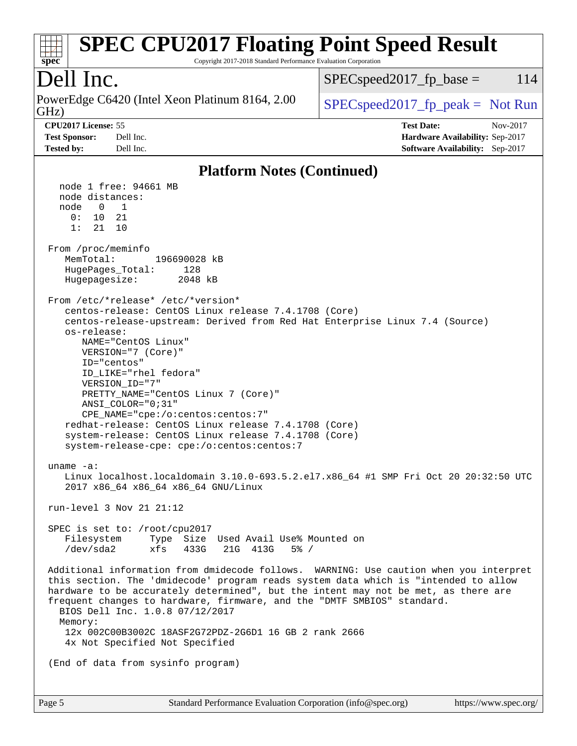## Platform Notes (Continued)

```
  node 1 free: 94661 MB
  node distances:
  node   0   1
    0:  10  21
    1:  21  10

From /proc/meminfo
   MemTotal:       196690028 kB
   HugePages_Total:      128
   Hugepagesize:        2048 kB

From /etc/*release* /etc/*version*
   centos-release: CentOS Linux release 7.4.1708 (Core)
   centos-release-upstream: Derived from Red Hat Enterprise Linux 7.4 (Source)
   os-release:
      NAME="CentOS Linux"
      VERSION="7 (Core)"
      ID="centos"
      ID_LIKE="rhel fedora"
      VERSION_ID="7"
      PRETTY_NAME="CentOS Linux 7 (Core)"
      ANSI_COLOR="0;31"
      CPE_NAME="cpe:/o:centos:centos:7"
   redhat-release: CentOS Linux release 7.4.1708 (Core)
   system-release: CentOS Linux release 7.4.1708 (Core)
   system-release-cpe: cpe:/o:centos:centos:7

uname -a:
   Linux localhost.localdomain 3.10.0-693.5.2.el7.x86_64 #1 SMP Fri Oct 20 20:32:50 UTC
   2017 x86_64 x86_64 x86_64 GNU/Linux

run-level 3 Nov 21 21:12

SPEC is set to: /root/cpu2017
   Filesystem     Type  Size  Used Avail Use% Mounted on
   /dev/sda2      xfs   433G   21G  413G   5% /

Additional information from dmidecode follows.  WARNING: Use caution when you interpret
this section. The 'dmidecode' program reads system data which is "intended to allow
hardware to be accurately determined", but the intent may not be met, as there are
frequent changes to hardware, firmware, and the "DMTF SMBIOS" standard.
  BIOS Dell Inc. 1.0.8 07/12/2017
  Memory:
   12x 002C00B3002C 18ASF2G72PDZ-2G6D1 16 GB 2 rank 2666
   4x Not Specified Not Specified

(End of data from sysinfo program)
```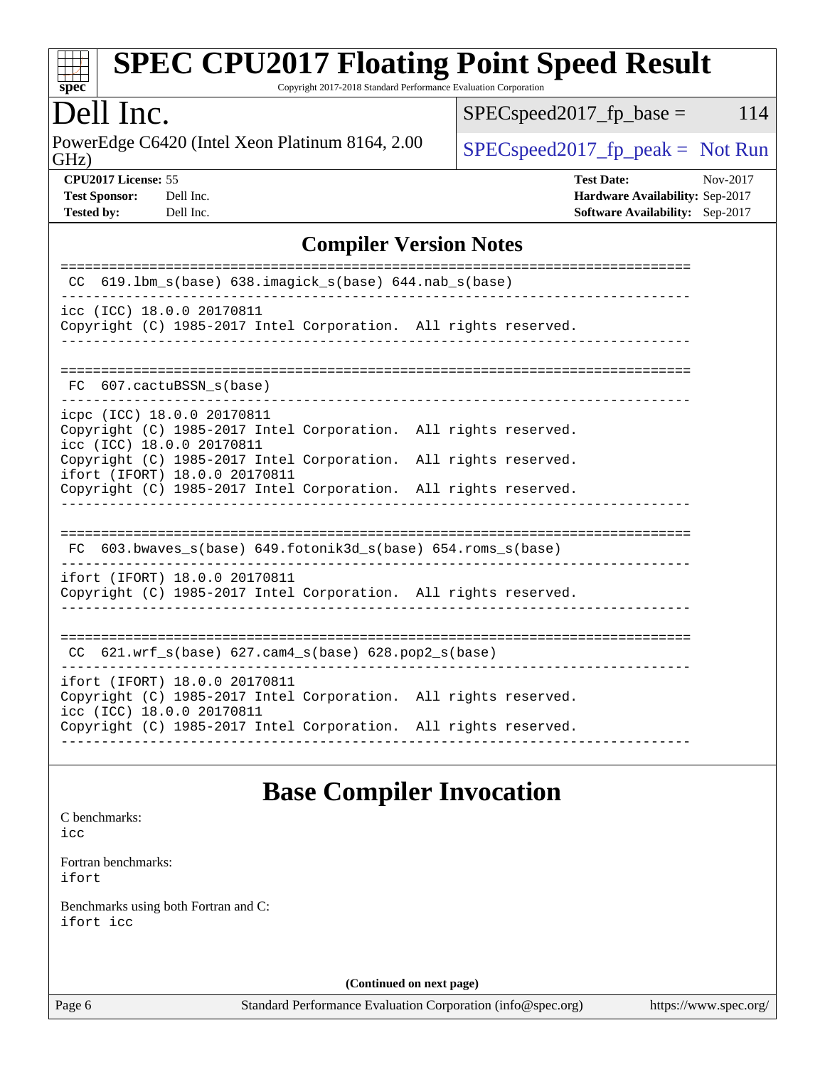## Compiler Version Notes

```
==============================================================================
 CC  619.lbm_s(base) 638.imagick_s(base) 644.nab_s(base)
------------------------------------------------------------------------------
icc (ICC) 18.0.0 20170811
Copyright (C) 1985-2017 Intel Corporation.  All rights reserved.
------------------------------------------------------------------------------

==============================================================================
 FC  607.cactuBSSN_s(base)
------------------------------------------------------------------------------
icpc (ICC) 18.0.0 20170811
Copyright (C) 1985-2017 Intel Corporation.  All rights reserved.
icc (ICC) 18.0.0 20170811
Copyright (C) 1985-2017 Intel Corporation.  All rights reserved.
ifort (IFORT) 18.0.0 20170811
Copyright (C) 1985-2017 Intel Corporation.  All rights reserved.
------------------------------------------------------------------------------

==============================================================================
 FC  603.bwaves_s(base) 649.fotonik3d_s(base) 654.roms_s(base)
------------------------------------------------------------------------------
ifort (IFORT) 18.0.0 20170811
Copyright (C) 1985-2017 Intel Corporation.  All rights reserved.
------------------------------------------------------------------------------

==============================================================================
 CC  621.wrf_s(base) 627.cam4_s(base) 628.pop2_s(base)
------------------------------------------------------------------------------
ifort (IFORT) 18.0.0 20170811
Copyright (C) 1985-2017 Intel Corporation.  All rights reserved.
icc (ICC) 18.0.0 20170811
Copyright (C) 1985-2017 Intel Corporation.  All rights reserved.
------------------------------------------------------------------------------
```

## Base Compiler Invocation

C benchmarks:
icc

Fortran benchmarks:
ifort

Benchmarks using both Fortran and C:
ifort icc

**(Continued on next page)**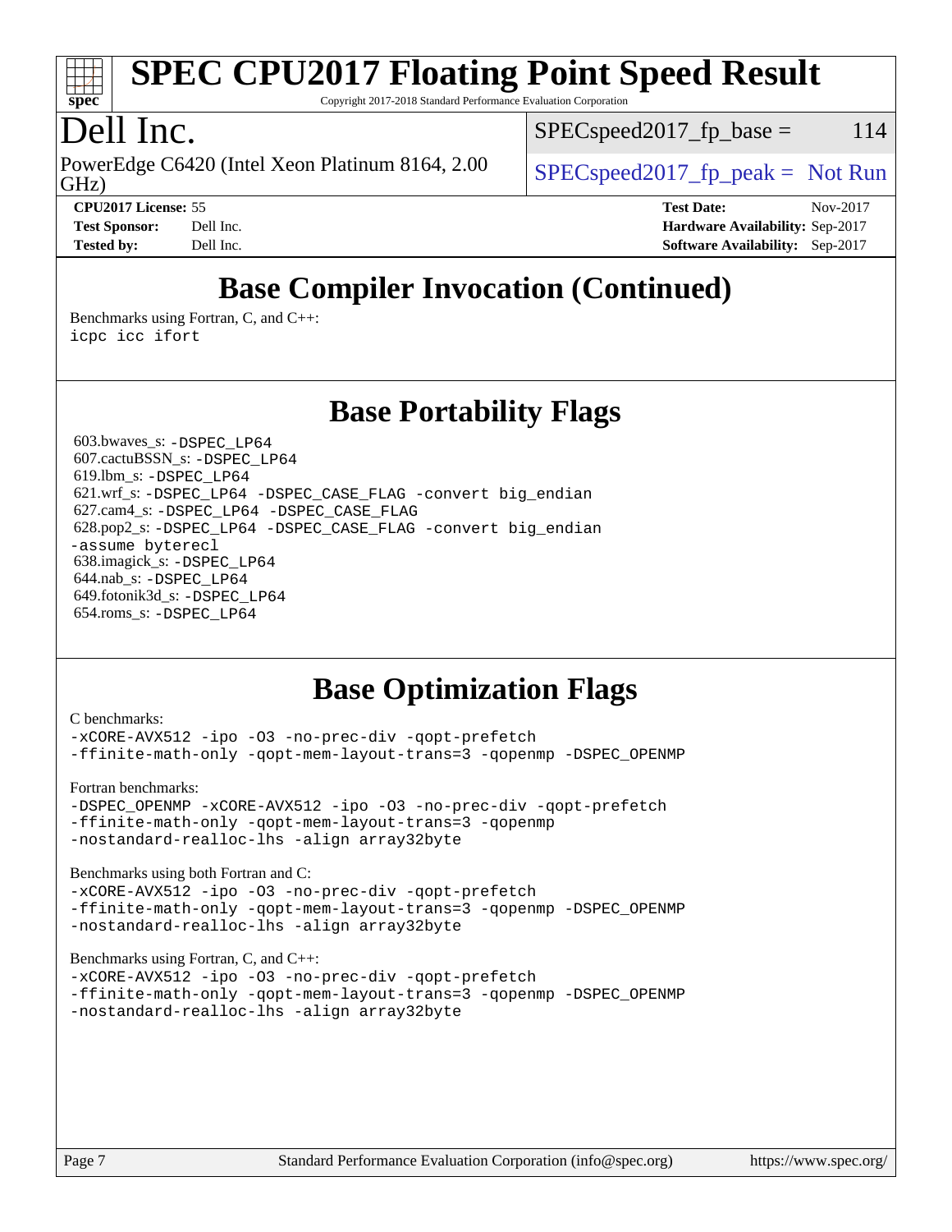Base Compiler Invocation (Continued)

Benchmarks using Fortran, C, and C++:
icpc icc ifort

## Base Portability Flags

603.bwaves_s: -DSPEC_LP64
607.cactuBSSN_s: -DSPEC_LP64
619.lbm_s: -DSPEC_LP64
621.wrf_s: -DSPEC_LP64 -DSPEC_CASE_FLAG -convert big_endian
627.cam4_s: -DSPEC_LP64 -DSPEC_CASE_FLAG
628.pop2_s: -DSPEC_LP64 -DSPEC_CASE_FLAG -convert big_endian -assume byterecl
638.imagick_s: -DSPEC_LP64
644.nab_s: -DSPEC_LP64
649.fotonik3d_s: -DSPEC_LP64
654.roms_s: -DSPEC_LP64

## Base Optimization Flags

C benchmarks:
-xCORE-AVX512 -ipo -O3 -no-prec-div -qopt-prefetch -ffinite-math-only -qopt-mem-layout-trans=3 -qopenmp -DSPEC_OPENMP

Fortran benchmarks:
-DSPEC_OPENMP -xCORE-AVX512 -ipo -O3 -no-prec-div -qopt-prefetch -ffinite-math-only -qopt-mem-layout-trans=3 -qopenmp -nostandard-realloc-lhs -align array32byte

Benchmarks using both Fortran and C:
-xCORE-AVX512 -ipo -O3 -no-prec-div -qopt-prefetch -ffinite-math-only -qopt-mem-layout-trans=3 -qopenmp -DSPEC_OPENMP -nostandard-realloc-lhs -align array32byte

Benchmarks using Fortran, C, and C++:
-xCORE-AVX512 -ipo -O3 -no-prec-div -qopt-prefetch -ffinite-math-only -qopt-mem-layout-trans=3 -qopenmp -DSPEC_OPENMP -nostandard-realloc-lhs -align array32byte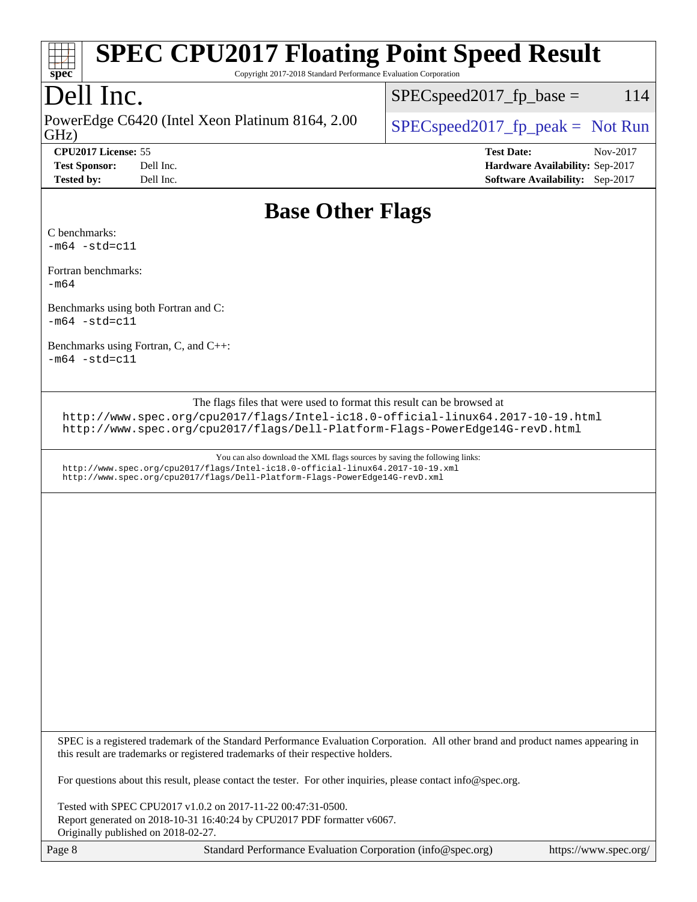# SPEC CPU2017 Floating Point Speed Result

Copyright 2017-2018 Standard Performance Evaluation Corporation

## Dell Inc.

PowerEdge C6420 (Intel Xeon Platinum 8164, 2.00 GHz)

SPECspeed2017_fp_base = 114

SPECspeed2017_fp_peak = Not Run

**CPU2017 License:** 55
**Test Sponsor:** Dell Inc.
**Tested by:** Dell Inc.

**Test Date:** Nov-2017
**Hardware Availability:** Sep-2017
**Software Availability:** Sep-2017

## Base Other Flags

C benchmarks:
-m64 -std=c11

Fortran benchmarks:
-m64

Benchmarks using both Fortran and C:
-m64 -std=c11

Benchmarks using Fortran, C, and C++:
-m64 -std=c11

The flags files that were used to format this result can be browsed at
http://www.spec.org/cpu2017/flags/Intel-ic18.0-official-linux64.2017-10-19.html
http://www.spec.org/cpu2017/flags/Dell-Platform-Flags-PowerEdge14G-revD.html

You can also download the XML flags sources by saving the following links:
http://www.spec.org/cpu2017/flags/Intel-ic18.0-official-linux64.2017-10-19.xml
http://www.spec.org/cpu2017/flags/Dell-Platform-Flags-PowerEdge14G-revD.xml

SPEC is a registered trademark of the Standard Performance Evaluation Corporation. All other brand and product names appearing in this result are trademarks or registered trademarks of their respective holders.

For questions about this result, please contact the tester. For other inquiries, please contact info@spec.org.

Tested with SPEC CPU2017 v1.0.2 on 2017-11-22 00:47:31-0500.
Report generated on 2018-10-31 16:40:24 by CPU2017 PDF formatter v6067.
Originally published on 2018-02-27.